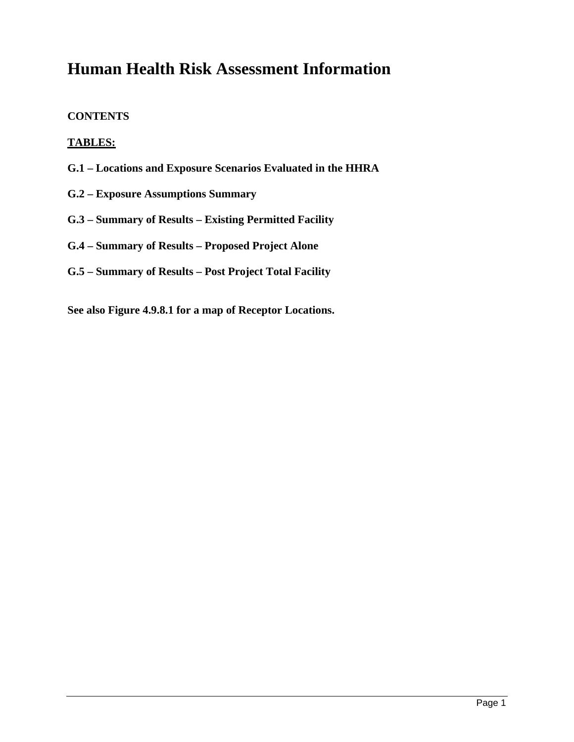# Human Health Risk Assessment Information

**CONTENTS**

**<u>TABLES:</u>**

**G.1 – Locations and Exposure Scenarios Evaluated in the HHRA**

**G.2 – Exposure Assumptions Summary**

**G.3 – Summary of Results – Existing Permitted Facility**

**G.4 – Summary of Results – Proposed Project Alone**

**G.5 – Summary of Results – Post Project Total Facility**

**See also Figure 4.9.8.1 for a map of Receptor Locations.**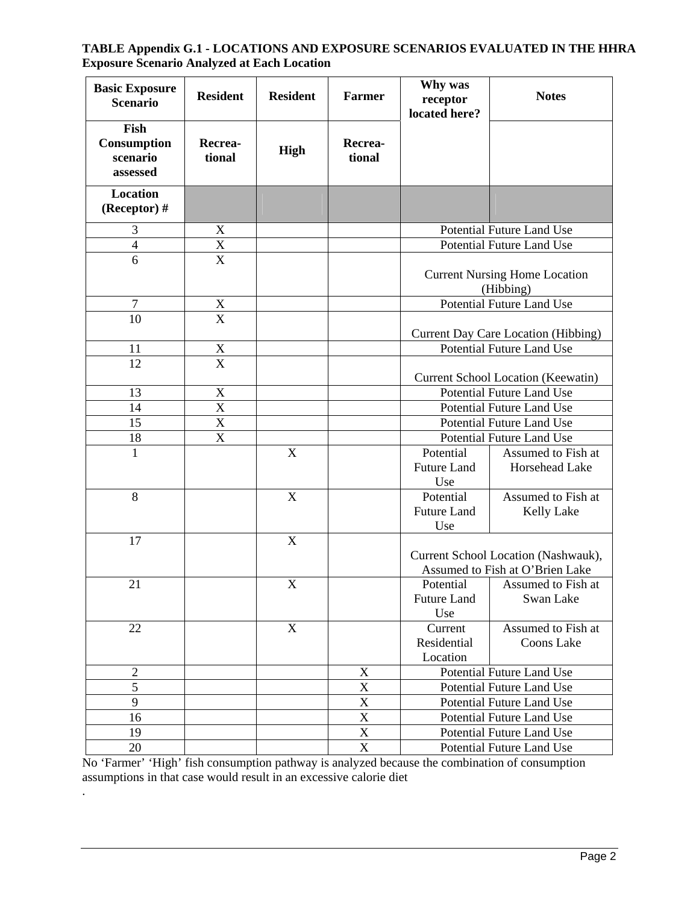**TABLE Appendix G.1 - LOCATIONS AND EXPOSURE SCENARIOS EVALUATED IN THE HHRA**
**Exposure Scenario Analyzed at Each Location**

| Basic Exposure Scenario | Resident | Resident | Farmer | Why was receptor located here? | Notes |
|---|---|---|---|---|---|
| **Fish Consumption scenario assessed** | **Recrea-tional** | **High** | **Recrea-tional** | | |
| **Location (Receptor) #** | | | | | |
| 3 | X | | | Potential Future Land Use | |
| 4 | X | | | Potential Future Land Use | |
| 6 | X | | | Current Nursing Home Location (Hibbing) | |
| 7 | X | | | Potential Future Land Use | |
| 10 | X | | | Current Day Care Location (Hibbing) | |
| 11 | X | | | Potential Future Land Use | |
| 12 | X | | | Current School Location (Keewatin) | |
| 13 | X | | | Potential Future Land Use | |
| 14 | X | | | Potential Future Land Use | |
| 15 | X | | | Potential Future Land Use | |
| 18 | X | | | Potential Future Land Use | |
| 1 | | X | | Potential Future Land Use | Assumed to Fish at Horsehead Lake |
| 8 | | X | | Potential Future Land Use | Assumed to Fish at Kelly Lake |
| 17 | | X | | Current School Location (Nashwauk), Assumed to Fish at O'Brien Lake | |
| 21 | | X | | Potential Future Land Use | Assumed to Fish at Swan Lake |
| 22 | | X | | Current Residential Location | Assumed to Fish at Coons Lake |
| 2 | | | X | Potential Future Land Use | |
| 5 | | | X | Potential Future Land Use | |
| 9 | | | X | Potential Future Land Use | |
| 16 | | | X | Potential Future Land Use | |
| 19 | | | X | Potential Future Land Use | |
| 20 | | | X | Potential Future Land Use | |

No 'Farmer' 'High' fish consumption pathway is analyzed because the combination of consumption assumptions in that case would result in an excessive calorie diet

.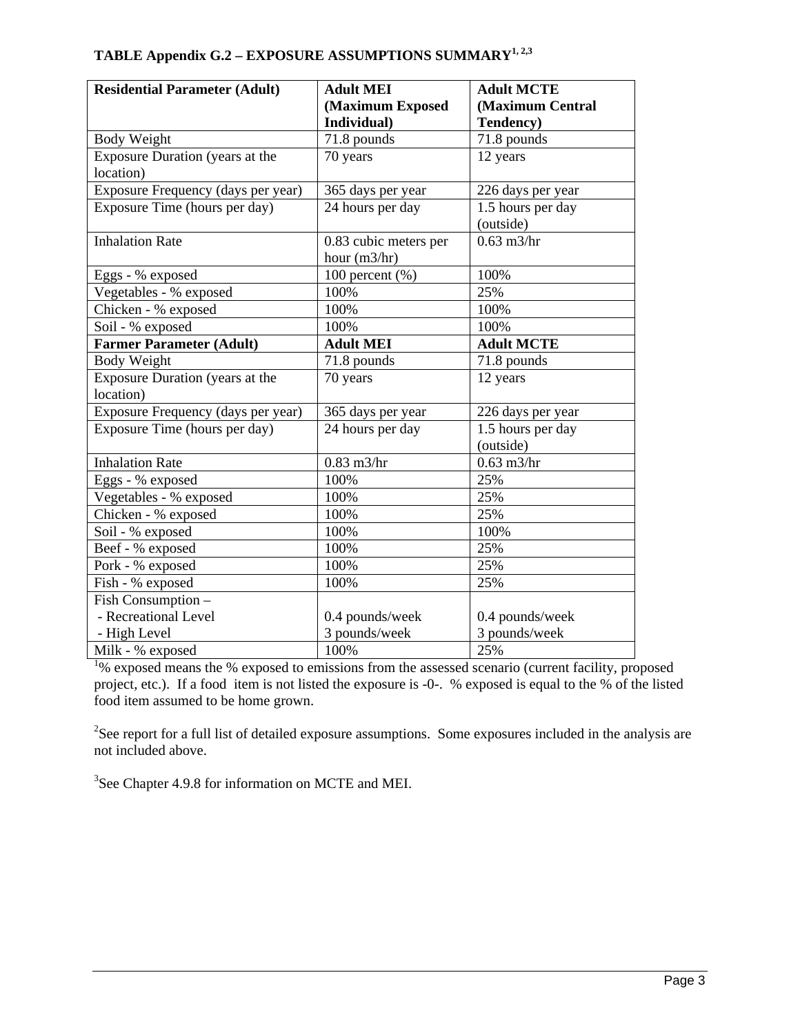**TABLE Appendix G.2 – EXPOSURE ASSUMPTIONS SUMMARY[1, 2,3]**

| Residential Parameter (Adult) | Adult MEI (Maximum Exposed Individual) | Adult MCTE (Maximum Central Tendency) |
|---|---|---|
| Body Weight | 71.8 pounds | 71.8 pounds |
| Exposure Duration (years at the location) | 70 years | 12 years |
| Exposure Frequency (days per year) | 365 days per year | 226 days per year |
| Exposure Time (hours per day) | 24 hours per day | 1.5 hours per day (outside) |
| Inhalation Rate | 0.83 cubic meters per hour (m3/hr) | 0.63 m3/hr |
| Eggs - % exposed | 100 percent (%) | 100% |
| Vegetables - % exposed | 100% | 25% |
| Chicken - % exposed | 100% | 100% |
| Soil - % exposed | 100% | 100% |
| **Farmer Parameter (Adult)** | **Adult MEI** | **Adult MCTE** |
| Body Weight | 71.8 pounds | 71.8 pounds |
| Exposure Duration (years at the location) | 70 years | 12 years |
| Exposure Frequency (days per year) | 365 days per year | 226 days per year |
| Exposure Time (hours per day) | 24 hours per day | 1.5 hours per day (outside) |
| Inhalation Rate | 0.83 m3/hr | 0.63 m3/hr |
| Eggs - % exposed | 100% | 25% |
| Vegetables - % exposed | 100% | 25% |
| Chicken - % exposed | 100% | 25% |
| Soil - % exposed | 100% | 100% |
| Beef - % exposed | 100% | 25% |
| Pork - % exposed | 100% | 25% |
| Fish - % exposed | 100% | 25% |
| Fish Consumption – <br> - Recreational Level <br> - High Level | <br>0.4 pounds/week <br> 3 pounds/week | <br>0.4 pounds/week <br> 3 pounds/week |
| Milk - % exposed | 100% | 25% |

[1]% exposed means the % exposed to emissions from the assessed scenario (current facility, proposed project, etc.). If a food item is not listed the exposure is -0-. % exposed is equal to the % of the listed food item assumed to be home grown.

[2]See report for a full list of detailed exposure assumptions. Some exposures included in the analysis are not included above.

[3]See Chapter 4.9.8 for information on MCTE and MEI.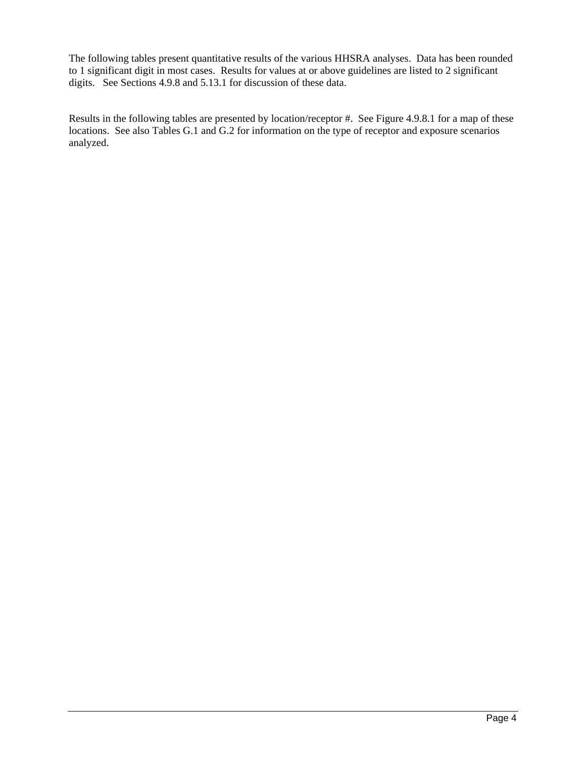The following tables present quantitative results of the various HHSRA analyses. Data has been rounded to 1 significant digit in most cases. Results for values at or above guidelines are listed to 2 significant digits. See Sections 4.9.8 and 5.13.1 for discussion of these data.

Results in the following tables are presented by location/receptor #. See Figure 4.9.8.1 for a map of these locations. See also Tables G.1 and G.2 for information on the type of receptor and exposure scenarios analyzed.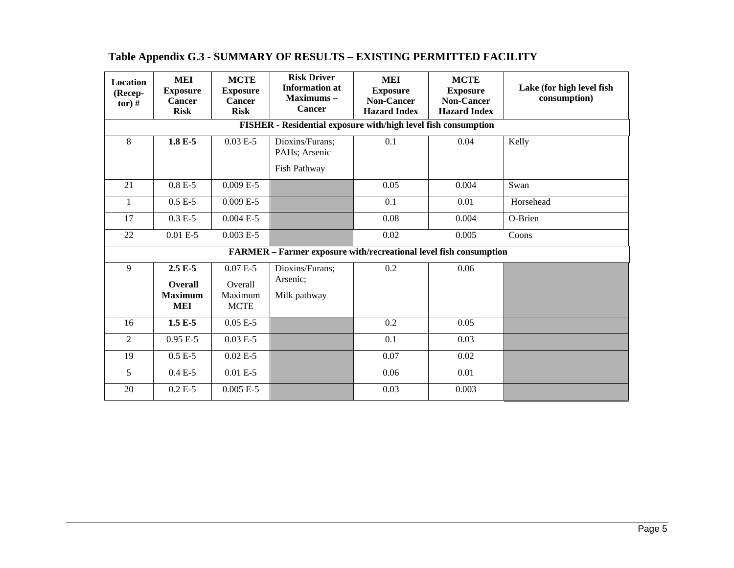## Table Appendix G.3 - SUMMARY OF RESULTS – EXISTING PERMITTED FACILITY

| Location (Recep-tor) # | MEI Exposure Cancer Risk | MCTE Exposure Cancer Risk | Risk Driver Information at Maximums – Cancer | MEI Exposure Non-Cancer Hazard Index | MCTE Exposure Non-Cancer Hazard Index | Lake (for high level fish consumption) |
|---|---|---|---|---|---|---|
| **FISHER - Residential exposure with/high level fish consumption** | | | | | | |
| 8 | **1.8 E-5** | 0.03 E-5 | Dioxins/Furans; PAHs; Arsenic<br>Fish Pathway | 0.1 | 0.04 | Kelly |
| 21 | 0.8 E-5 | 0.009 E-5 | | 0.05 | 0.004 | Swan |
| 1 | 0.5 E-5 | 0.009 E-5 | | 0.1 | 0.01 | Horsehead |
| 17 | 0.3 E-5 | 0.004 E-5 | | 0.08 | 0.004 | O-Brien |
| 22 | 0.01 E-5 | 0.003 E-5 | | 0.02 | 0.005 | Coons |
| **FARMER – Farmer exposure with/recreational level fish consumption** | | | | | | |
| 9 | **2.5 E-5**<br>**Overall Maximum MEI** | 0.07 E-5<br>Overall Maximum MCTE | Dioxins/Furans; Arsenic;<br>Milk pathway | 0.2 | 0.06 | |
| 16 | **1.5 E-5** | 0.05 E-5 | | 0.2 | 0.05 | |
| 2 | 0.95 E-5 | 0.03 E-5 | | 0.1 | 0.03 | |
| 19 | 0.5 E-5 | 0.02 E-5 | | 0.07 | 0.02 | |
| 5 | 0.4 E-5 | 0.01 E-5 | | 0.06 | 0.01 | |
| 20 | 0.2 E-5 | 0.005 E-5 | | 0.03 | 0.003 | |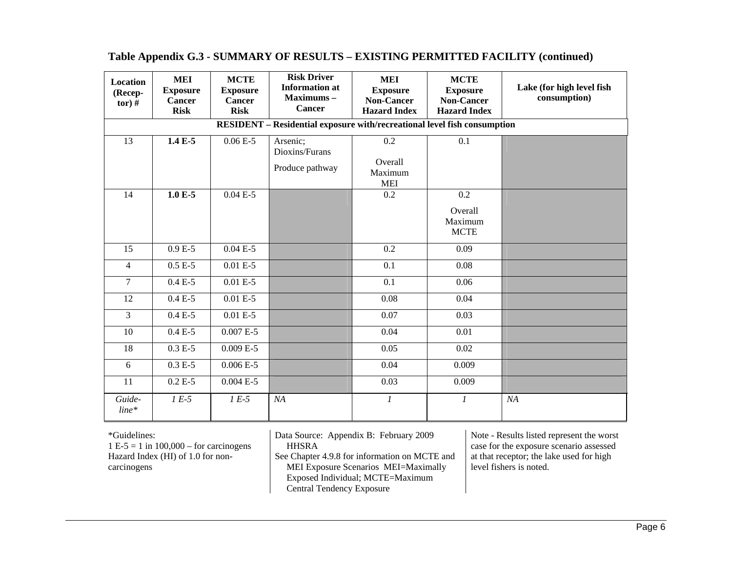## Table Appendix G.3 - SUMMARY OF RESULTS – EXISTING PERMITTED FACILITY (continued)

| Location (Recep-tor) # | MEI Exposure Cancer Risk | MCTE Exposure Cancer Risk | Risk Driver Information at Maximums – Cancer | MEI Exposure Non-Cancer Hazard Index | MCTE Exposure Non-Cancer Hazard Index | Lake (for high level fish consumption) |
|---|---|---|---|---|---|---|
| **RESIDENT – Residential exposure with/recreational level fish consumption** | | | | | | |
| 13 | **1.4 E-5** | 0.06 E-5 | Arsenic; Dioxins/Furans<br>Produce pathway | 0.2<br>Overall Maximum MEI | 0.1 | |
| 14 | **1.0 E-5** | 0.04 E-5 | | 0.2 | 0.2<br>Overall Maximum MCTE | |
| 15 | 0.9 E-5 | 0.04 E-5 | | 0.2 | 0.09 | |
| 4 | 0.5 E-5 | 0.01 E-5 | | 0.1 | 0.08 | |
| 7 | 0.4 E-5 | 0.01 E-5 | | 0.1 | 0.06 | |
| 12 | 0.4 E-5 | 0.01 E-5 | | 0.08 | 0.04 | |
| 3 | 0.4 E-5 | 0.01 E-5 | | 0.07 | 0.03 | |
| 10 | 0.4 E-5 | 0.007 E-5 | | 0.04 | 0.01 | |
| 18 | 0.3 E-5 | 0.009 E-5 | | 0.05 | 0.02 | |
| 6 | 0.3 E-5 | 0.006 E-5 | | 0.04 | 0.009 | |
| 11 | 0.2 E-5 | 0.004 E-5 | | 0.03 | 0.009 | |
| *Guide-line\** | *1 E-5* | *1 E-5* | *NA* | *1* | *1* | *NA* |

*Guidelines:
1 E-5 = 1 in 100,000 – for carcinogens
Hazard Index (HI) of 1.0 for non-carcinogens

Data Source: Appendix B: February 2009 HHSRA
See Chapter 4.9.8 for information on MCTE and MEI Exposure Scenarios MEI=Maximally Exposed Individual; MCTE=Maximum Central Tendency Exposure

Note - Results listed represent the worst case for the exposure scenario assessed at that receptor; the lake used for high level fishers is noted.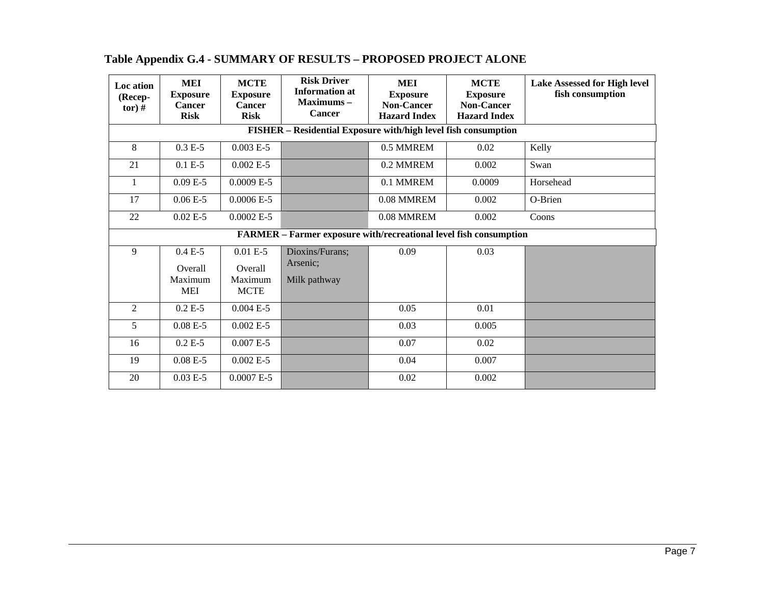**Table Appendix G.4 - SUMMARY OF RESULTS – PROPOSED PROJECT ALONE**

| Loc ation (Recep-tor) # | MEI Exposure Cancer Risk | MCTE Exposure Cancer Risk | Risk Driver Information at Maximums – Cancer | MEI Exposure Non-Cancer Hazard Index | MCTE Exposure Non-Cancer Hazard Index | Lake Assessed for High level fish consumption |
|---|---|---|---|---|---|---|
| **FISHER – Residential Exposure with/high level fish consumption** | | | | | | |
| 8 | 0.3 E-5 | 0.003 E-5 | | 0.5 MMREM | 0.02 | Kelly |
| 21 | 0.1 E-5 | 0.002 E-5 | | 0.2 MMREM | 0.002 | Swan |
| 1 | 0.09 E-5 | 0.0009 E-5 | | 0.1 MMREM | 0.0009 | Horsehead |
| 17 | 0.06 E-5 | 0.0006 E-5 | | 0.08 MMREM | 0.002 | O-Brien |
| 22 | 0.02 E-5 | 0.0002 E-5 | | 0.08 MMREM | 0.002 | Coons |
| **FARMER – Farmer exposure with/recreational level fish consumption** | | | | | | |
| 9 | 0.4 E-5<br>Overall Maximum MEI | 0.01 E-5<br>Overall Maximum MCTE | Dioxins/Furans; Arsenic;<br>Milk pathway | 0.09 | 0.03 | |
| 2 | 0.2 E-5 | 0.004 E-5 | | 0.05 | 0.01 | |
| 5 | 0.08 E-5 | 0.002 E-5 | | 0.03 | 0.005 | |
| 16 | 0.2 E-5 | 0.007 E-5 | | 0.07 | 0.02 | |
| 19 | 0.08 E-5 | 0.002 E-5 | | 0.04 | 0.007 | |
| 20 | 0.03 E-5 | 0.0007 E-5 | | 0.02 | 0.002 | |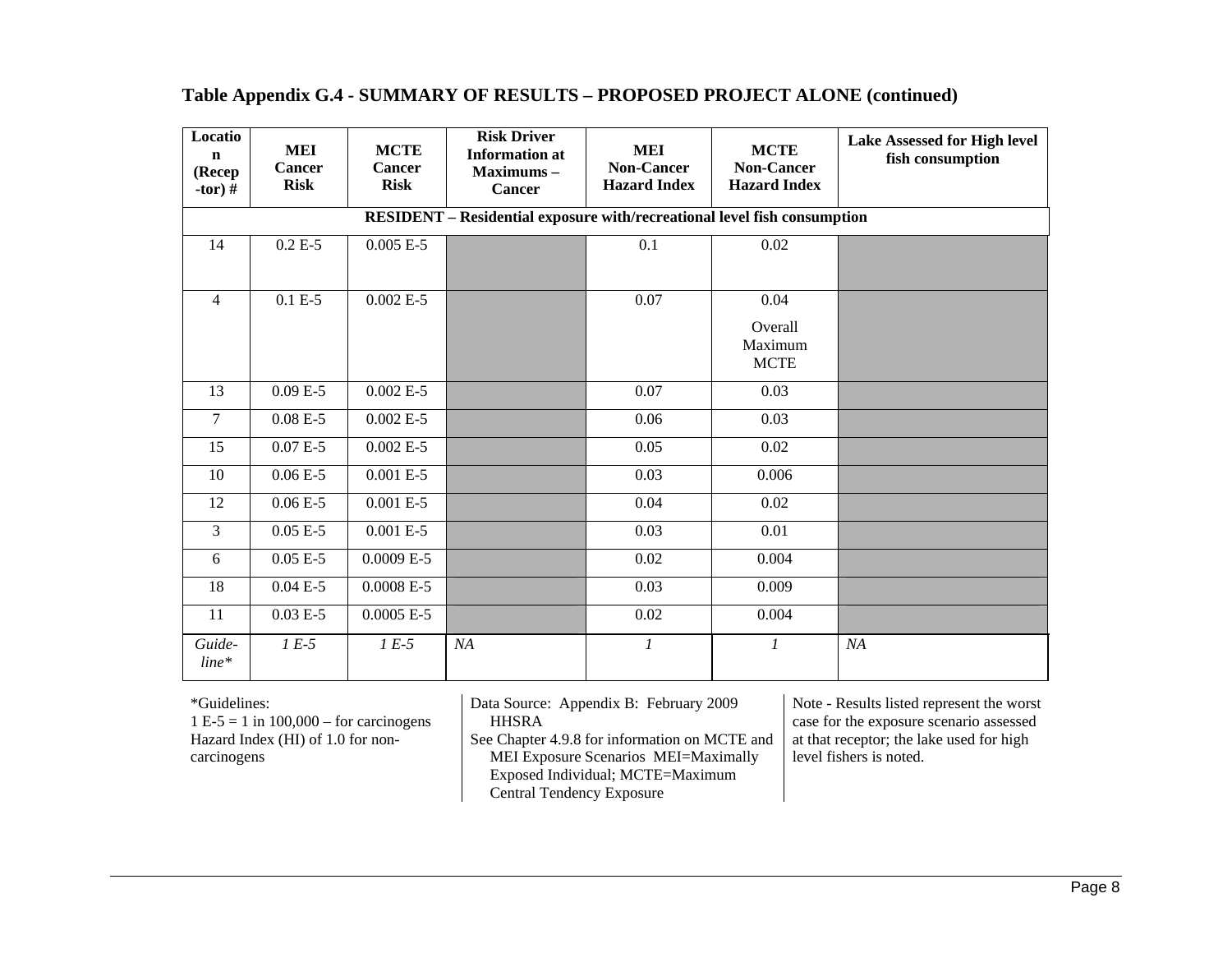## Table Appendix G.4 - SUMMARY OF RESULTS – PROPOSED PROJECT ALONE (continued)

| Location (Recep-tor) # | MEI Cancer Risk | MCTE Cancer Risk | Risk Driver Information at Maximums – Cancer | MEI Non-Cancer Hazard Index | MCTE Non-Cancer Hazard Index | Lake Assessed for High level fish consumption |
|---|---|---|---|---|---|---|
| **RESIDENT – Residential exposure with/recreational level fish consumption** | | | | | | |
| 14 | 0.2 E-5 | 0.005 E-5 | | 0.1 | 0.02 | |
| 4 | 0.1 E-5 | 0.002 E-5 | | 0.07 | 0.04 Overall Maximum MCTE | |
| 13 | 0.09 E-5 | 0.002 E-5 | | 0.07 | 0.03 | |
| 7 | 0.08 E-5 | 0.002 E-5 | | 0.06 | 0.03 | |
| 15 | 0.07 E-5 | 0.002 E-5 | | 0.05 | 0.02 | |
| 10 | 0.06 E-5 | 0.001 E-5 | | 0.03 | 0.006 | |
| 12 | 0.06 E-5 | 0.001 E-5 | | 0.04 | 0.02 | |
| 3 | 0.05 E-5 | 0.001 E-5 | | 0.03 | 0.01 | |
| 6 | 0.05 E-5 | 0.0009 E-5 | | 0.02 | 0.004 | |
| 18 | 0.04 E-5 | 0.0008 E-5 | | 0.03 | 0.009 | |
| 11 | 0.03 E-5 | 0.0005 E-5 | | 0.02 | 0.004 | |
| *Guide-line\** | *1 E-5* | *1 E-5* | *NA* | *1* | *1* | *NA* |

*Guidelines:
1 E-5 = 1 in 100,000 – for carcinogens
Hazard Index (HI) of 1.0 for non-carcinogens

Data Source: Appendix B: February 2009 HHSRA
See Chapter 4.9.8 for information on MCTE and MEI Exposure Scenarios MEI=Maximally Exposed Individual; MCTE=Maximum Central Tendency Exposure

Note - Results listed represent the worst case for the exposure scenario assessed at that receptor; the lake used for high level fishers is noted.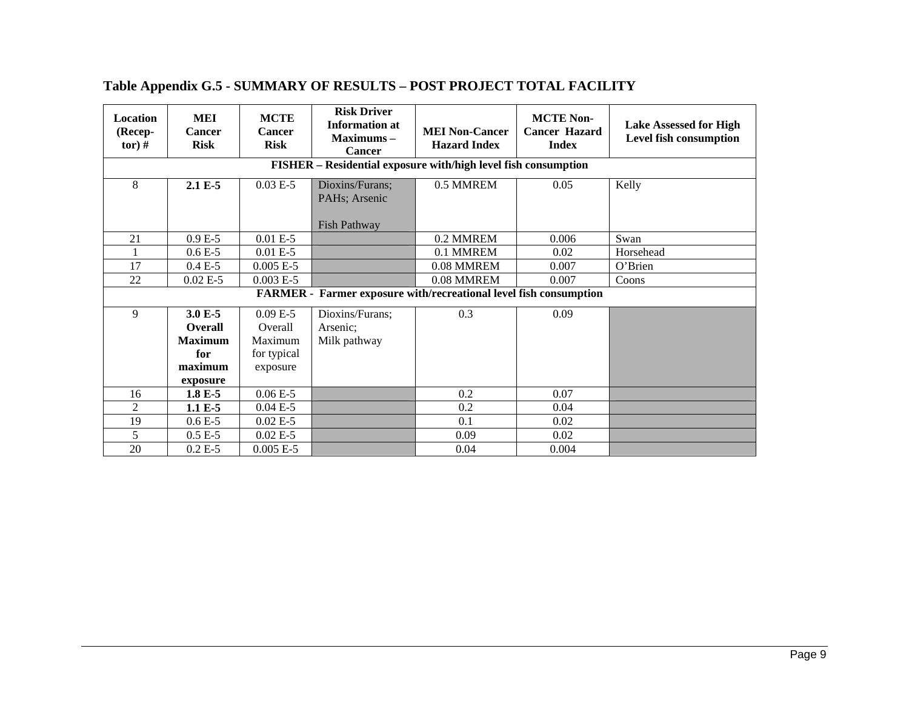## Table Appendix G.5 - SUMMARY OF RESULTS – POST PROJECT TOTAL FACILITY

| Location (Recep-tor) # | MEI Cancer Risk | MCTE Cancer Risk | Risk Driver Information at Maximums – Cancer | MEI Non-Cancer Hazard Index | MCTE Non-Cancer Hazard Index | Lake Assessed for High Level fish consumption |
|---|---|---|---|---|---|---|
| **FISHER – Residential exposure with/high level fish consumption** | | | | | | |
| 8 | **2.1 E-5** | 0.03 E-5 | Dioxins/Furans; PAHs; Arsenic Fish Pathway | 0.5 MMREM | 0.05 | Kelly |
| 21 | 0.9 E-5 | 0.01 E-5 | | 0.2 MMREM | 0.006 | Swan |
| 1 | 0.6 E-5 | 0.01 E-5 | | 0.1 MMREM | 0.02 | Horsehead |
| 17 | 0.4 E-5 | 0.005 E-5 | | 0.08 MMREM | 0.007 | O'Brien |
| 22 | 0.02 E-5 | 0.003 E-5 | | 0.08 MMREM | 0.007 | Coons |
| **FARMER - Farmer exposure with/recreational level fish consumption** | | | | | | |
| 9 | **3.0 E-5 Overall Maximum for maximum exposure** | 0.09 E-5 Overall Maximum for typical exposure | Dioxins/Furans; Arsenic; Milk pathway | 0.3 | 0.09 | |
| 16 | **1.8 E-5** | 0.06 E-5 | | 0.2 | 0.07 | |
| 2 | **1.1 E-5** | 0.04 E-5 | | 0.2 | 0.04 | |
| 19 | 0.6 E-5 | 0.02 E-5 | | 0.1 | 0.02 | |
| 5 | 0.5 E-5 | 0.02 E-5 | | 0.09 | 0.02 | |
| 20 | 0.2 E-5 | 0.005 E-5 | | 0.04 | 0.004 | |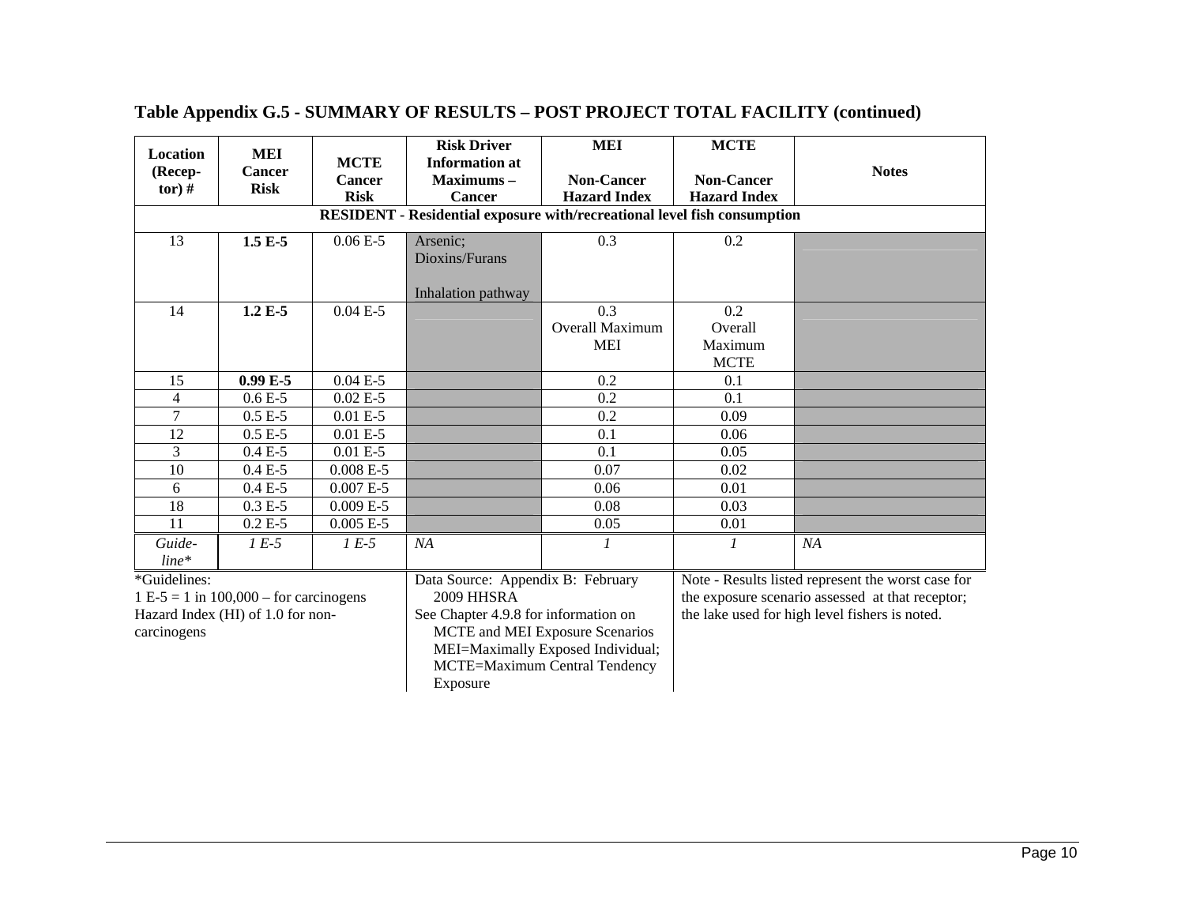## Table Appendix G.5 - SUMMARY OF RESULTS – POST PROJECT TOTAL FACILITY (continued)

| Location (Recep-tor) # | MEI Cancer Risk | MCTE Cancer Risk | Risk Driver Information at Maximums – Cancer | MEI Non-Cancer Hazard Index | MCTE Non-Cancer Hazard Index | Notes |
|---|---|---|---|---|---|---|
| **RESIDENT - Residential exposure with/recreational level fish consumption** | | | | | | |
| 13 | **1.5 E-5** | 0.06 E-5 | Arsenic; Dioxins/Furans<br><br>Inhalation pathway | 0.3 | 0.2 | |
| 14 | **1.2 E-5** | 0.04 E-5 | | 0.3<br>Overall Maximum MEI | 0.2<br>Overall Maximum MCTE | |
| 15 | **0.99 E-5** | 0.04 E-5 | | 0.2 | 0.1 | |
| 4 | 0.6 E-5 | 0.02 E-5 | | 0.2 | 0.1 | |
| 7 | 0.5 E-5 | 0.01 E-5 | | 0.2 | 0.09 | |
| 12 | 0.5 E-5 | 0.01 E-5 | | 0.1 | 0.06 | |
| 3 | 0.4 E-5 | 0.01 E-5 | | 0.1 | 0.05 | |
| 10 | 0.4 E-5 | 0.008 E-5 | | 0.07 | 0.02 | |
| 6 | 0.4 E-5 | 0.007 E-5 | | 0.06 | 0.01 | |
| 18 | 0.3 E-5 | 0.009 E-5 | | 0.08 | 0.03 | |
| 11 | 0.2 E-5 | 0.005 E-5 | | 0.05 | 0.01 | |
| *Guide-line\** | *1 E-5* | *1 E-5* | *NA* | *1* | *1* | *NA* |

*Guidelines:
1 E-5 = 1 in 100,000 – for carcinogens
Hazard Index (HI) of 1.0 for non-carcinogens

Data Source: Appendix B: February 2009 HHSRA
See Chapter 4.9.8 for information on MCTE and MEI Exposure Scenarios MEI=Maximally Exposed Individual; MCTE=Maximum Central Tendency Exposure

Note - Results listed represent the worst case for the exposure scenario assessed at that receptor; the lake used for high level fishers is noted.